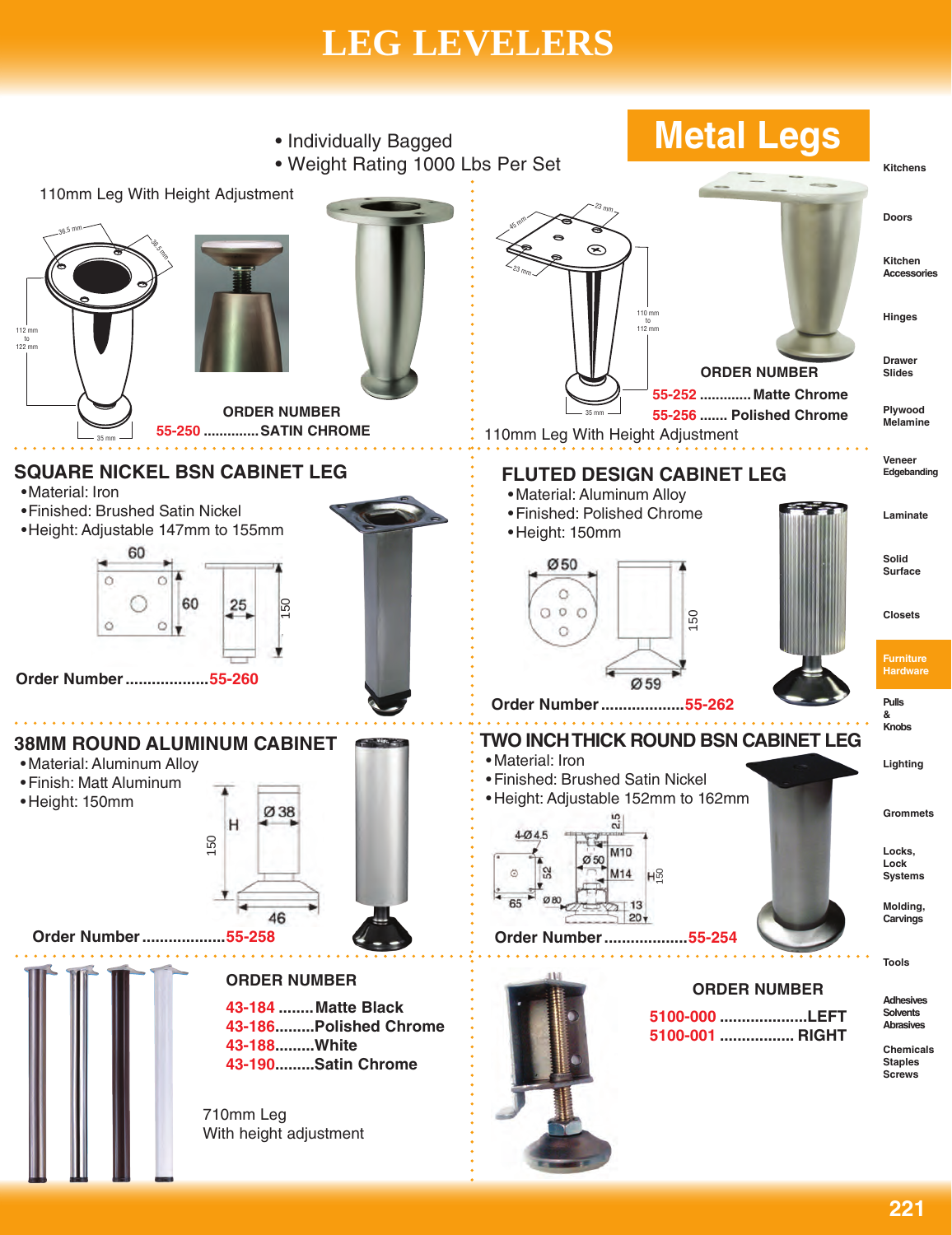# LEG LEVELERS

## Metal Legs

- Individually Bagged
- Weight Rating 1000 Lbs Per Set

110mm Leg With Height Adjustment

**ORDER NUMBER**

**55-250** ............. **SATIN CHROME**

**ORDER NUMBER**

**55-252** ............. **Matte Chrome**

**55-256** ....... **Polished Chrome**

110mm Leg With Height Adjustment

## SQUARE NICKEL BSN CABINET LEG

- Material: Iron
- Finished: Brushed Satin Nickel
- Height: Adjustable 147mm to 155mm

**Order Number** ................... **55-260**

## FLUTED DESIGN CABINET LEG

- Material: Aluminum Alloy
- Finished: Polished Chrome
- Height: 150mm

**Order Number** ................... **55-262**

## 38MM ROUND ALUMINUM CABINET

- Material: Aluminum Alloy
- Finish: Matt Aluminum
- Height: 150mm

**Order Number** ................... **55-258**

## TWO INCH THICK ROUND BSN CABINET LEG

- Material: Iron
- Finished: Brushed Satin Nickel
- Height: Adjustable 152mm to 162mm

**Order Number** ................... **55-254**

**ORDER NUMBER**

**43-184** ........ **Matte Black**

**43-186** ......... **Polished Chrome**

**43-188** ......... **White**

**43-190** ......... **Satin Chrome**

710mm Leg
With height adjustment

**ORDER NUMBER**

**5100-000** .................... **LEFT**

**5100-001** ................. **RIGHT**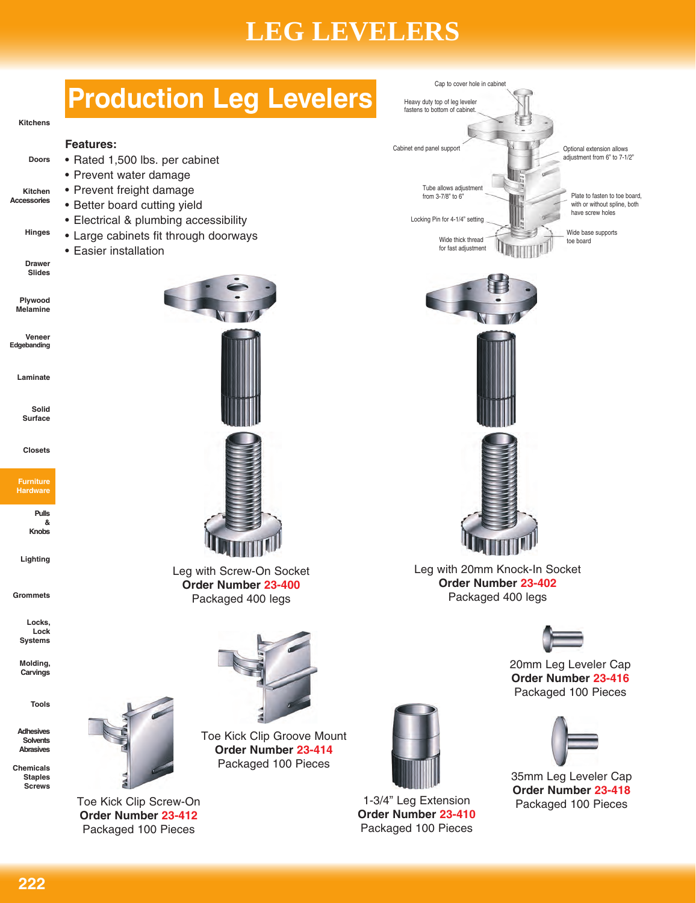# LEG LEVELERS

## Production Leg Levelers

**Features:**

- Rated 1,500 lbs. per cabinet
- Prevent water damage
- Prevent freight damage
- Better board cutting yield
- Electrical & plumbing accessibility
- Large cabinets fit through doorways
- Easier installation

Cap to cover hole in cabinet

Heavy duty top of leg leveler fastens to bottom of cabinet.

Cabinet end panel support

Optional extension allows adjustment from 6" to 7-1/2"

Tube allows adjustment from 3-7/8" to 6"

Plate to fasten to toe board, with or without spline, both have screw holes

Locking Pin for 4-1/4" setting

Wide base supports toe board

Wide thick thread for fast adjustment

Leg with Screw-On Socket
**Order Number 23-400**
Packaged 400 legs

Leg with 20mm Knock-In Socket
**Order Number 23-402**
Packaged 400 legs

20mm Leg Leveler Cap
**Order Number 23-416**
Packaged 100 Pieces

Toe Kick Clip Groove Mount
**Order Number 23-414**
Packaged 100 Pieces

35mm Leg Leveler Cap
**Order Number 23-418**
Packaged 100 Pieces

Toe Kick Clip Screw-On
**Order Number 23-412**
Packaged 100 Pieces

1-3/4" Leg Extension
**Order Number 23-410**
Packaged 100 Pieces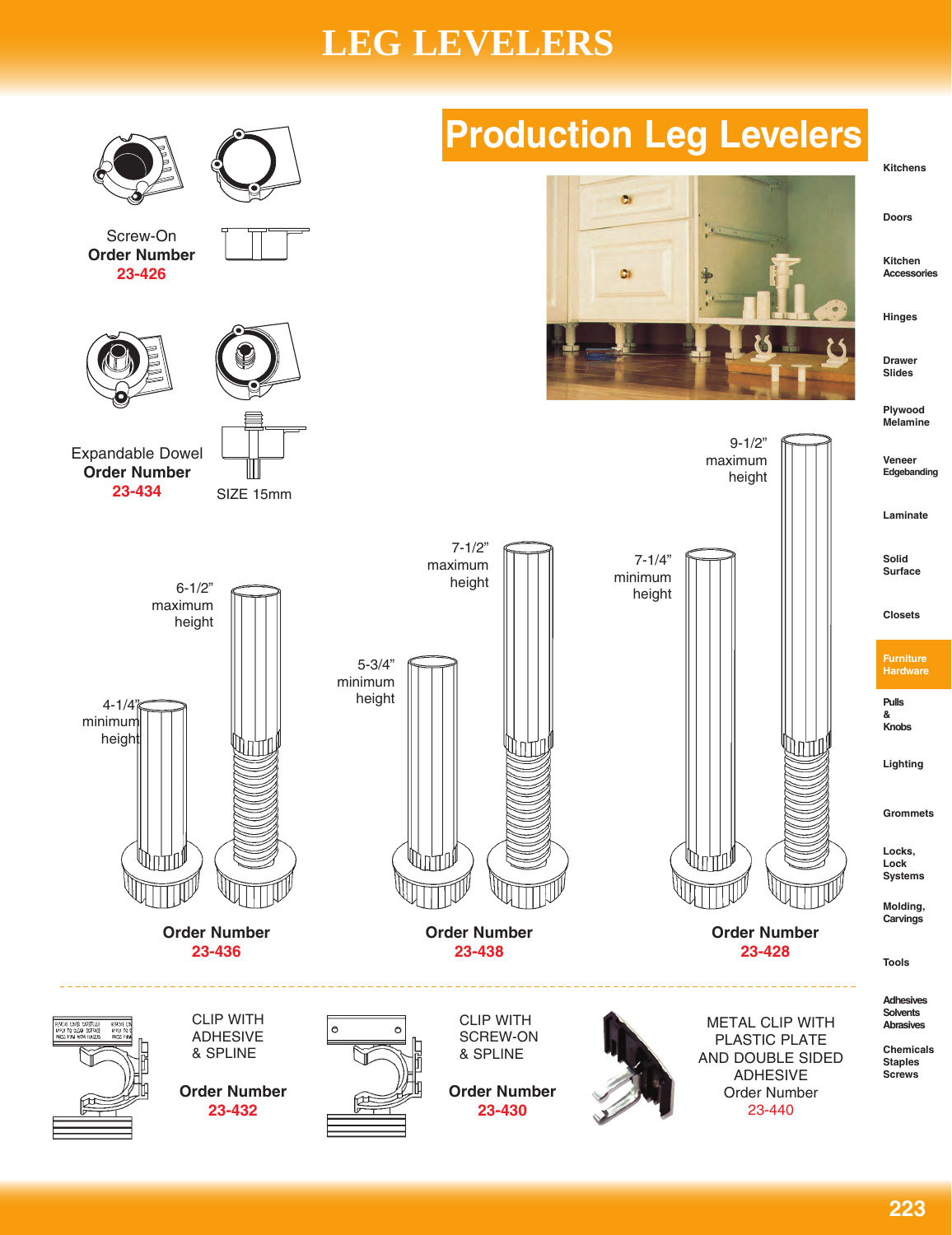# LEG LEVELERS

## Production Leg Levelers

Screw-On
**Order Number**
**23-426**

Expandable Dowel
**Order Number**
**23-434**

SIZE 15mm

4-1/4" minimum height

6-1/2" maximum height

**Order Number**
**23-436**

5-3/4" minimum height

7-1/2" maximum height

**Order Number**
**23-438**

7-1/4" minimum height

9-1/2" maximum height

**Order Number**
**23-428**

CLIP WITH ADHESIVE & SPLINE

**Order Number**
**23-432**

CLIP WITH SCREW-ON & SPLINE

**Order Number**
**23-430**

METAL CLIP WITH PLASTIC PLATE AND DOUBLE SIDED ADHESIVE
Order Number
23-440

Kitchens
Doors
Kitchen Accessories
Hinges
Drawer Slides
Plywood Melamine
Veneer Edgebanding
Laminate
Solid Surface
Closets
Furniture Hardware
Pulls & Knobs
Lighting
Grommets
Locks, Lock Systems
Molding, Carvings
Tools
Adhesives Solvents Abrasives
Chemicals Staples Screws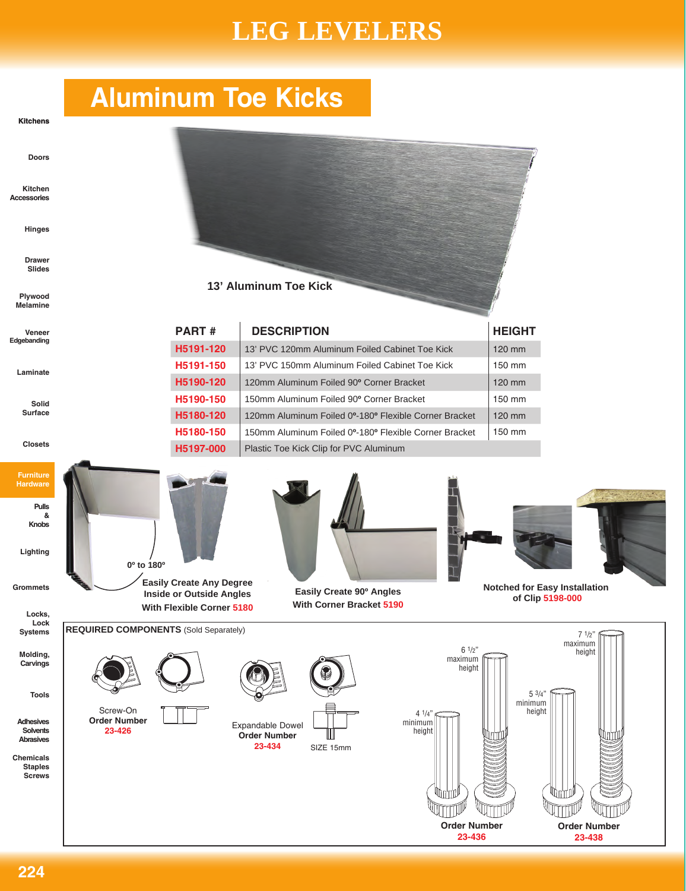# LEG LEVELERS

## Aluminum Toe Kicks

13' Aluminum Toe Kick

| PART # | DESCRIPTION | HEIGHT |
|---|---|---|
| H5191-120 | 13' PVC 120mm Aluminum Foiled Cabinet Toe Kick | 120 mm |
| H5191-150 | 13' PVC 150mm Aluminum Foiled Cabinet Toe Kick | 150 mm |
| H5190-120 | 120mm Aluminum Foiled 90º Corner Bracket | 120 mm |
| H5190-150 | 150mm Aluminum Foiled 90º Corner Bracket | 150 mm |
| H5180-120 | 120mm Aluminum Foiled 0º-180º Flexible Corner Bracket | 120 mm |
| H5180-150 | 150mm Aluminum Foiled 0º-180º Flexible Corner Bracket | 150 mm |
| H5197-000 | Plastic Toe Kick Clip for PVC Aluminum | |

0º to 180º

**Easily Create Any Degree Inside or Outside Angles With Flexible Corner 5180**

**Easily Create 90º Angles With Corner Bracket 5190**

**Notched for Easy Installation of Clip 5198-000**

**REQUIRED COMPONENTS** (Sold Separately)

Screw-On
**Order Number**
23-426

Expandable Dowel
**Order Number**
23-434

SIZE 15mm

4 1/4" minimum height

6 1/2" maximum height

**Order Number**
23-436

5 3/4" minimum height

7 1/2" maximum height

**Order Number**
23-438